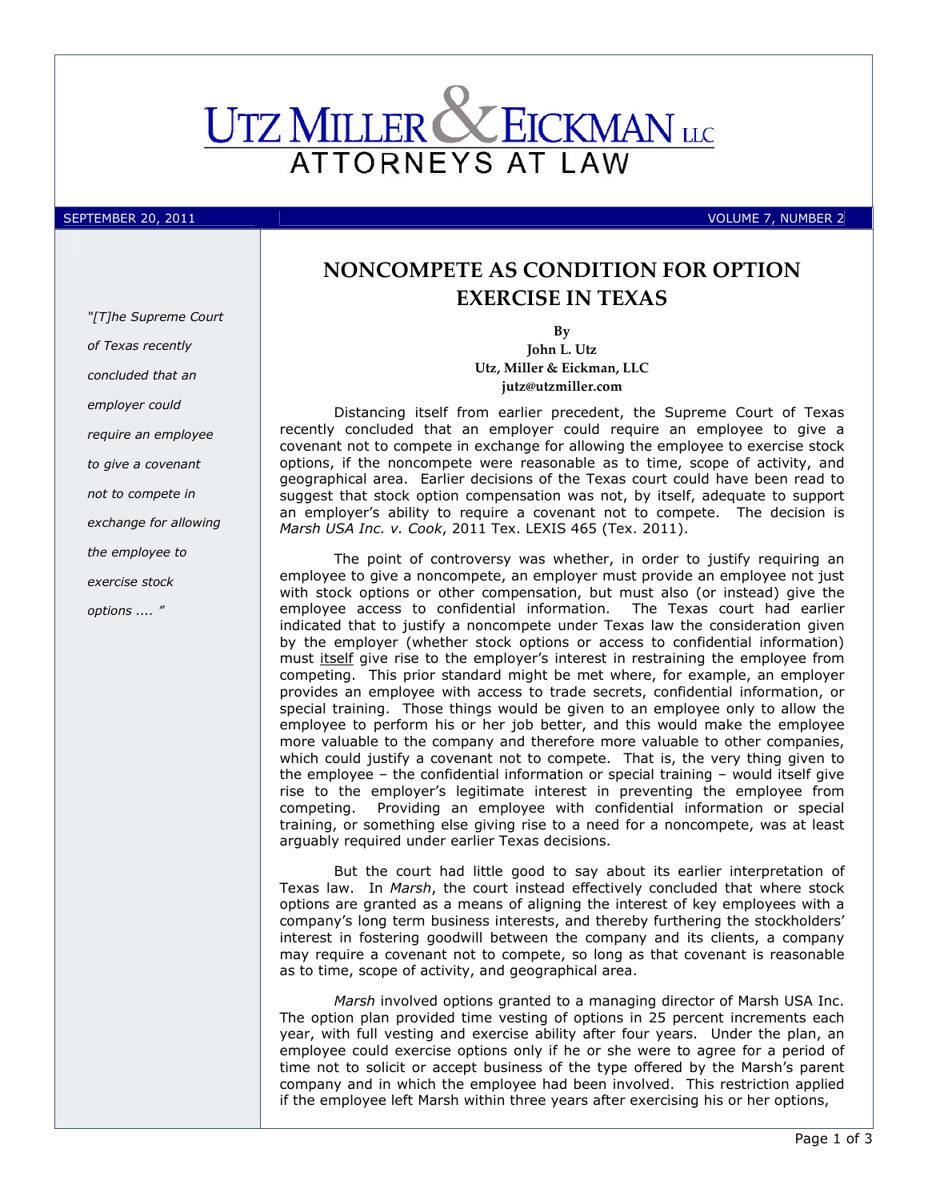# UTZ MILLER & EICKMAN LLC
## ATTORNEYS AT LAW

SEPTEMBER 20, 2011 VOLUME 7, NUMBER 2

*"[T]he Supreme Court of Texas recently concluded that an employer could require an employee to give a covenant not to compete in exchange for allowing the employee to exercise stock options .... "*

# NONCOMPETE AS CONDITION FOR OPTION EXERCISE IN TEXAS

**By**
**John L. Utz**
**Utz, Miller & Eickman, LLC**
**jutz@utzmiller.com**

Distancing itself from earlier precedent, the Supreme Court of Texas recently concluded that an employer could require an employee to give a covenant not to compete in exchange for allowing the employee to exercise stock options, if the noncompete were reasonable as to time, scope of activity, and geographical area. Earlier decisions of the Texas court could have been read to suggest that stock option compensation was not, by itself, adequate to support an employer's ability to require a covenant not to compete. The decision is *Marsh USA Inc. v. Cook*, 2011 Tex. LEXIS 465 (Tex. 2011).

The point of controversy was whether, in order to justify requiring an employee to give a noncompete, an employer must provide an employee not just with stock options or other compensation, but must also (or instead) give the employee access to confidential information. The Texas court had earlier indicated that to justify a noncompete under Texas law the consideration given by the employer (whether stock options or access to confidential information) must itself give rise to the employer's interest in restraining the employee from competing. This prior standard might be met where, for example, an employer provides an employee with access to trade secrets, confidential information, or special training. Those things would be given to an employee only to allow the employee to perform his or her job better, and this would make the employee more valuable to the company and therefore more valuable to other companies, which could justify a covenant not to compete. That is, the very thing given to the employee – the confidential information or special training – would itself give rise to the employer's legitimate interest in preventing the employee from competing. Providing an employee with confidential information or special training, or something else giving rise to a need for a noncompete, was at least arguably required under earlier Texas decisions.

But the court had little good to say about its earlier interpretation of Texas law. In *Marsh*, the court instead effectively concluded that where stock options are granted as a means of aligning the interest of key employees with a company's long term business interests, and thereby furthering the stockholders' interest in fostering goodwill between the company and its clients, a company may require a covenant not to compete, so long as that covenant is reasonable as to time, scope of activity, and geographical area.

*Marsh* involved options granted to a managing director of Marsh USA Inc. The option plan provided time vesting of options in 25 percent increments each year, with full vesting and exercise ability after four years. Under the plan, an employee could exercise options only if he or she were to agree for a period of time not to solicit or accept business of the type offered by the Marsh's parent company and in which the employee had been involved. This restriction applied if the employee left Marsh within three years after exercising his or her options,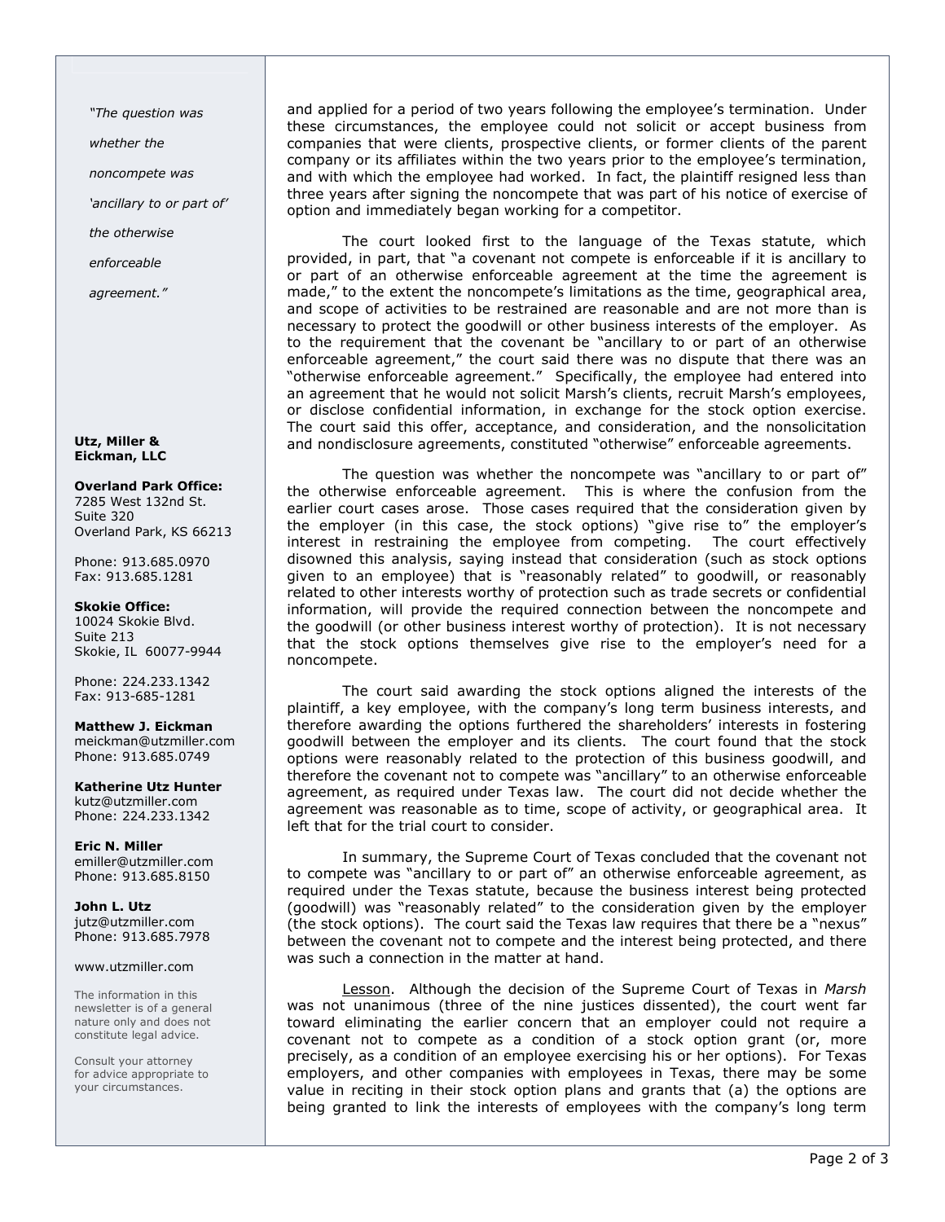*"The question was whether the noncompete was 'ancillary to or part of' the otherwise enforceable agreement."*

**Utz, Miller & Eickman, LLC**

**Overland Park Office:**
7285 West 132nd St.
Suite 320
Overland Park, KS 66213

Phone: 913.685.0970
Fax: 913.685.1281

**Skokie Office:**
10024 Skokie Blvd.
Suite 213
Skokie, IL 60077-9944

Phone: 224.233.1342
Fax: 913-685-1281

**Matthew J. Eickman**
meickman@utzmiller.com
Phone: 913.685.0749

**Katherine Utz Hunter**
kutz@utzmiller.com
Phone: 224.233.1342

**Eric N. Miller**
emiller@utzmiller.com
Phone: 913.685.8150

**John L. Utz**
jutz@utzmiller.com
Phone: 913.685.7978

www.utzmiller.com

The information in this newsletter is of a general nature only and does not constitute legal advice.

Consult your attorney for advice appropriate to your circumstances.

and applied for a period of two years following the employee's termination. Under these circumstances, the employee could not solicit or accept business from companies that were clients, prospective clients, or former clients of the parent company or its affiliates within the two years prior to the employee's termination, and with which the employee had worked. In fact, the plaintiff resigned less than three years after signing the noncompete that was part of his notice of exercise of option and immediately began working for a competitor.

The court looked first to the language of the Texas statute, which provided, in part, that "a covenant not compete is enforceable if it is ancillary to or part of an otherwise enforceable agreement at the time the agreement is made," to the extent the noncompete's limitations as the time, geographical area, and scope of activities to be restrained are reasonable and are not more than is necessary to protect the goodwill or other business interests of the employer. As to the requirement that the covenant be "ancillary to or part of an otherwise enforceable agreement," the court said there was no dispute that there was an "otherwise enforceable agreement." Specifically, the employee had entered into an agreement that he would not solicit Marsh's clients, recruit Marsh's employees, or disclose confidential information, in exchange for the stock option exercise. The court said this offer, acceptance, and consideration, and the nonsolicitation and nondisclosure agreements, constituted "otherwise" enforceable agreements.

The question was whether the noncompete was "ancillary to or part of" the otherwise enforceable agreement. This is where the confusion from the earlier court cases arose. Those cases required that the consideration given by the employer (in this case, the stock options) "give rise to" the employer's interest in restraining the employee from competing. The court effectively disowned this analysis, saying instead that consideration (such as stock options given to an employee) that is "reasonably related" to goodwill, or reasonably related to other interests worthy of protection such as trade secrets or confidential information, will provide the required connection between the noncompete and the goodwill (or other business interest worthy of protection). It is not necessary that the stock options themselves give rise to the employer's need for a noncompete.

The court said awarding the stock options aligned the interests of the plaintiff, a key employee, with the company's long term business interests, and therefore awarding the options furthered the shareholders' interests in fostering goodwill between the employer and its clients. The court found that the stock options were reasonably related to the protection of this business goodwill, and therefore the covenant not to compete was "ancillary" to an otherwise enforceable agreement, as required under Texas law. The court did not decide whether the agreement was reasonable as to time, scope of activity, or geographical area. It left that for the trial court to consider.

In summary, the Supreme Court of Texas concluded that the covenant not to compete was "ancillary to or part of" an otherwise enforceable agreement, as required under the Texas statute, because the business interest being protected (goodwill) was "reasonably related" to the consideration given by the employer (the stock options). The court said the Texas law requires that there be a "nexus" between the covenant not to compete and the interest being protected, and there was such a connection in the matter at hand.

Lesson. Although the decision of the Supreme Court of Texas in *Marsh* was not unanimous (three of the nine justices dissented), the court went far toward eliminating the earlier concern that an employer could not require a covenant not to compete as a condition of a stock option grant (or, more precisely, as a condition of an employee exercising his or her options). For Texas employers, and other companies with employees in Texas, there may be some value in reciting in their stock option plans and grants that (a) the options are being granted to link the interests of employees with the company's long term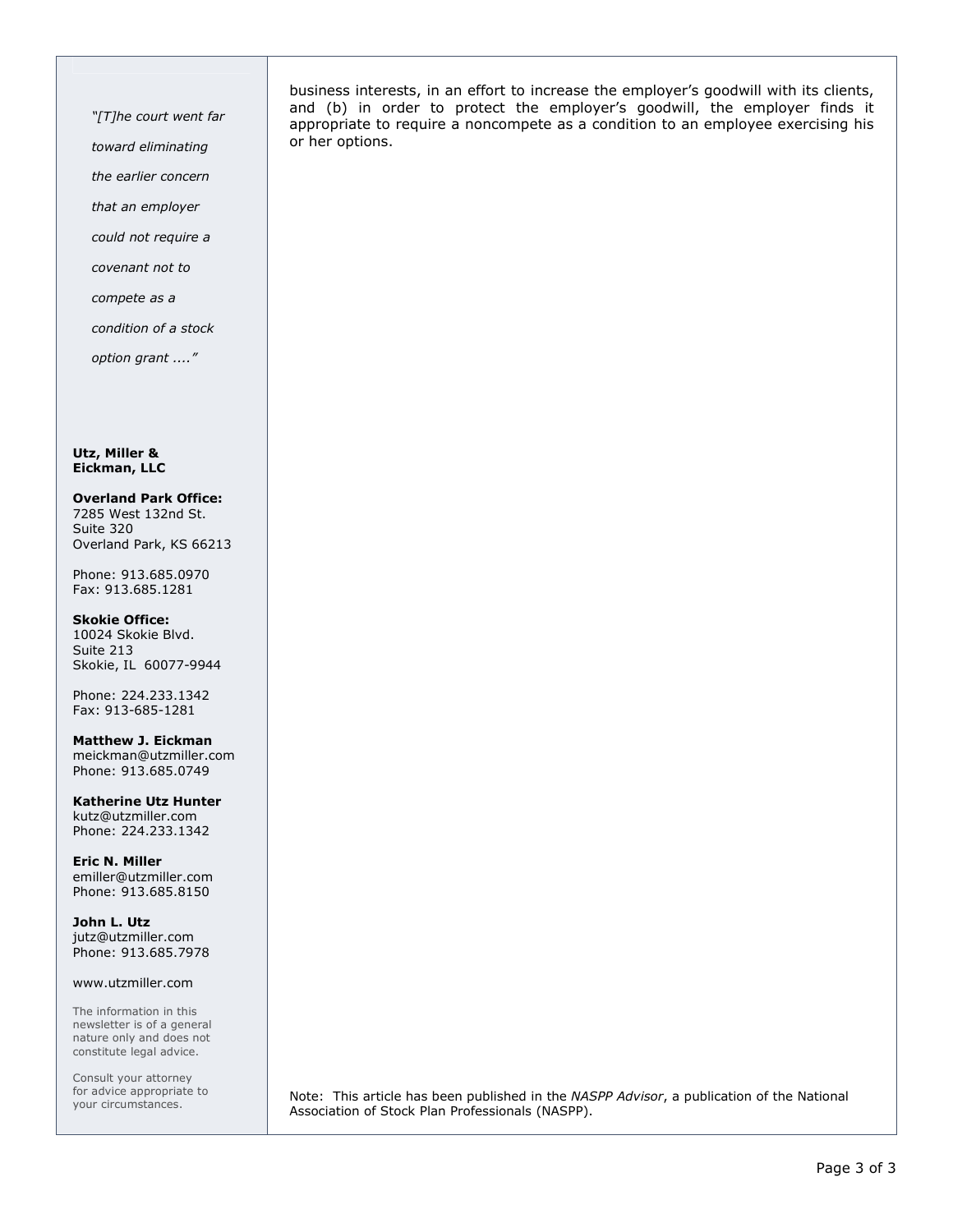business interests, in an effort to increase the employer's goodwill with its clients, and (b) in order to protect the employer's goodwill, the employer finds it appropriate to require a noncompete as a condition to an employee exercising his or her options.

*"[T]he court went far toward eliminating the earlier concern that an employer could not require a covenant not to compete as a condition of a stock option grant ...."*

**Utz, Miller & Eickman, LLC**

**Overland Park Office:**
7285 West 132nd St.
Suite 320
Overland Park, KS 66213

Phone: 913.685.0970
Fax: 913.685.1281

**Skokie Office:**
10024 Skokie Blvd.
Suite 213
Skokie, IL 60077-9944

Phone: 224.233.1342
Fax: 913-685-1281

**Matthew J. Eickman**
meickman@utzmiller.com
Phone: 913.685.0749

**Katherine Utz Hunter**
kutz@utzmiller.com
Phone: 224.233.1342

**Eric N. Miller**
emiller@utzmiller.com
Phone: 913.685.8150

**John L. Utz**
jutz@utzmiller.com
Phone: 913.685.7978

www.utzmiller.com

The information in this newsletter is of a general nature only and does not constitute legal advice.

Consult your attorney for advice appropriate to your circumstances.

Note: This article has been published in the *NASPP Advisor*, a publication of the National Association of Stock Plan Professionals (NASPP).